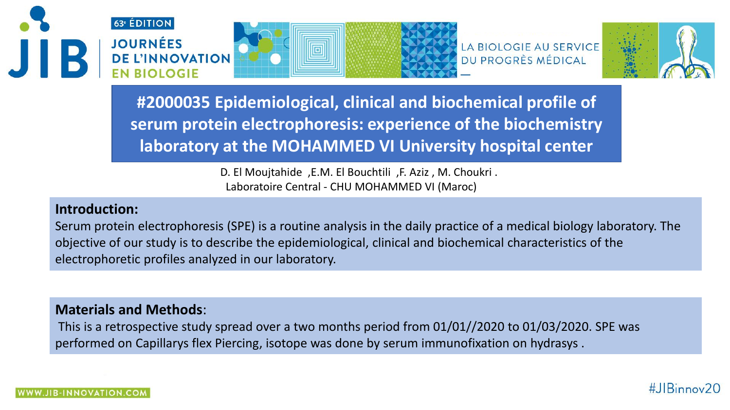# #2000035 Epidemiological, clinical and biochemical profile of serum protein electrophoresis: experience of the biochemistry laboratory at the MOHAMMED VI University hospital center

D. El Moujtahide ,E.M. El Bouchtili ,F. Aziz , M. Choukri .
Laboratoire Central - CHU MOHAMMED VI (Maroc)

## Introduction:

Serum protein electrophoresis (SPE) is a routine analysis in the daily practice of a medical biology laboratory. The objective of our study is to describe the epidemiological, clinical and biochemical characteristics of the electrophoretic profiles analyzed in our laboratory.

## Materials and Methods:

This is a retrospective study spread over a two months period from 01/01//2020 to 01/03/2020. SPE was performed on Capillarys flex Piercing, isotope was done by serum immunofixation on hydrasys .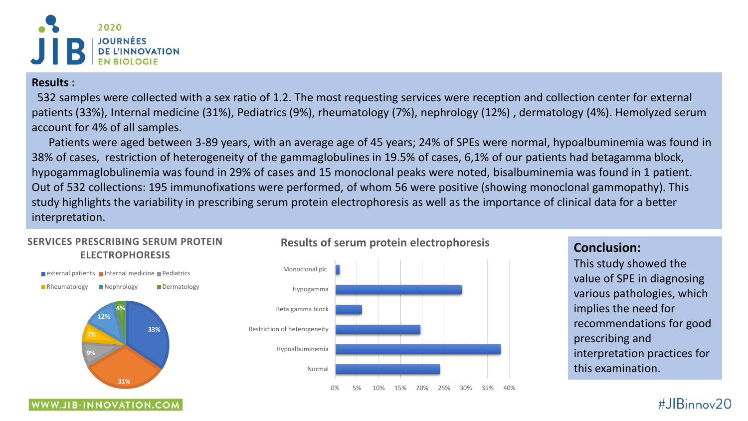2020 JOURNÉES DE L'INNOVATION EN BIOLOGIE

**Results :**

532 samples were collected with a sex ratio of 1.2. The most requesting services were reception and collection center for external patients (33%), Internal medicine (31%), Pediatrics (9%), rheumatology (7%), nephrology (12%) , dermatology (4%). Hemolyzed serum account for 4% of all samples.

Patients were aged between 3-89 years, with an average age of 45 years; 24% of SPEs were normal, hypoalbuminemia was found in 38% of cases, restriction of heterogeneity of the gammaglobulines in 19.5% of cases, 6,1% of our patients had betagamma block, hypogammaglobulinemia was found in 29% of cases and 15 monoclonal peaks were noted, bisalbuminemia was found in 1 patient. Out of 532 collections: 195 immunofixations were performed, of whom 56 were positive (showing monoclonal gammopathy). This study highlights the variability in prescribing serum protein electrophoresis as well as the importance of clinical data for a better interpretation.

**SERVICES PRESCRIBING SERUM PROTEIN ELECTROPHORESIS**

external patients
Internal medicine
Pediatrics
Rheumatology
Nephrology
Dermatology

33%
31%
9%
7%
12%
4%

**Results of serum protein electrophoresis**

Monoclonal pic
Hypogamma
Beta gamma block
Restriction of heterogeneity
Hypoalbuminemia
Normal

0% 5% 10% 15% 20% 25% 30% 35% 40%

## Conclusion:

This study showed the value of SPE in diagnosing various pathologies, which implies the need for recommendations for good prescribing and interpretation practices for this examination.

WWW.JIB-INNOVATION.COM

#JIBinnov20